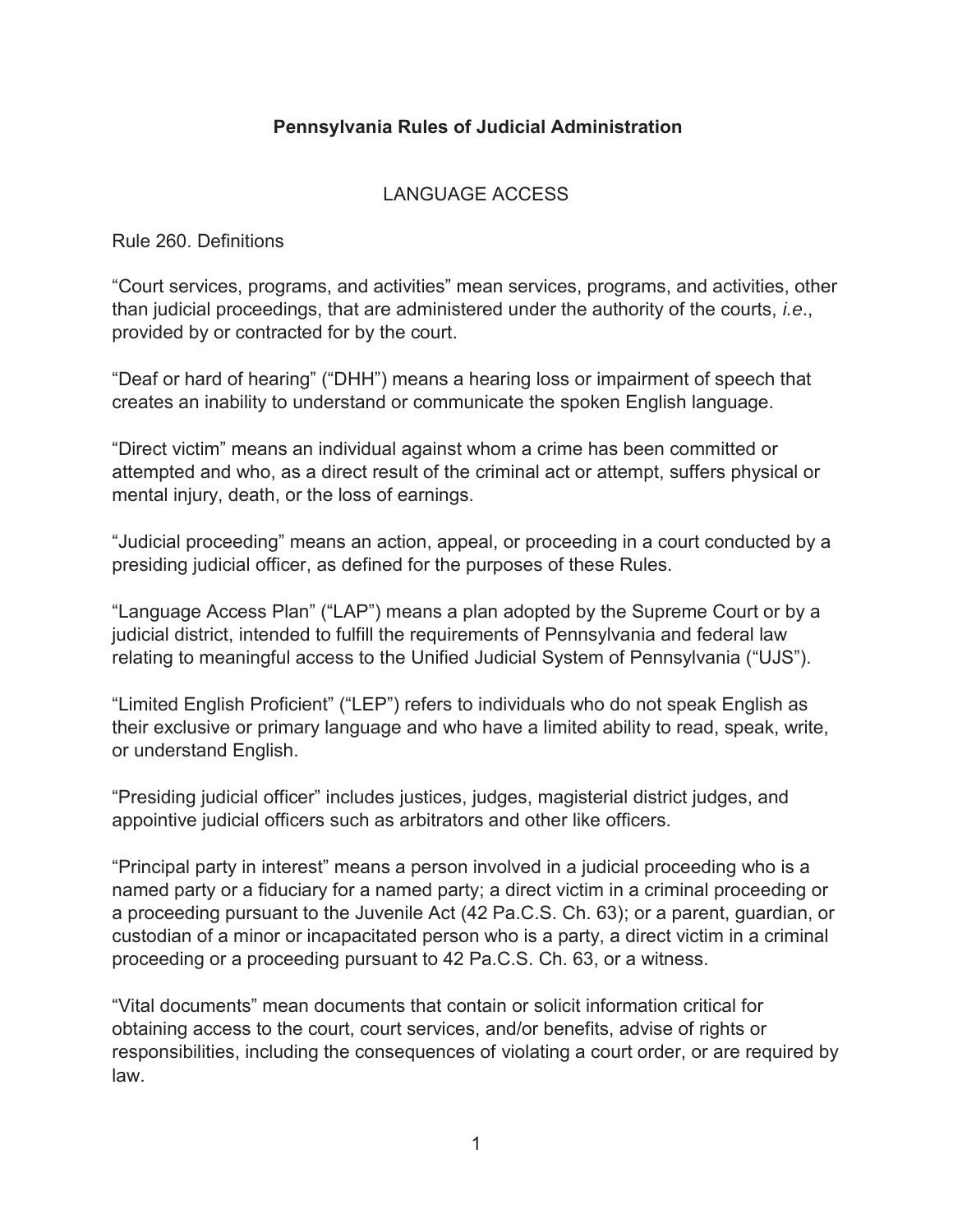# **Pennsylvania Rules of Judicial Administration**

## LANGUAGE ACCESS

Rule 260. Definitions

"Court services, programs, and activities" mean services, programs, and activities, other than judicial proceedings, that are administered under the authority of the courts, *i.e.*, provided by or contracted for by the court.

"Deaf or hard of hearing" ("DHH") means a hearing loss or impairment of speech that creates an inability to understand or communicate the spoken English language.

"Direct victim" means an individual against whom a crime has been committed or attempted and who, as a direct result of the criminal act or attempt, suffers physical or mental injury, death, or the loss of earnings.

"Judicial proceeding" means an action, appeal, or proceeding in a court conducted by a presiding judicial officer, as defined for the purposes of these Rules.

"Language Access Plan" ("LAP") means a plan adopted by the Supreme Court or by a judicial district, intended to fulfill the requirements of Pennsylvania and federal law relating to meaningful access to the Unified Judicial System of Pennsylvania ("UJS").

"Limited English Proficient" ("LEP") refers to individuals who do not speak English as their exclusive or primary language and who have a limited ability to read, speak, write, or understand English.

"Presiding judicial officer" includes justices, judges, magisterial district judges, and appointive judicial officers such as arbitrators and other like officers.

"Principal party in interest" means a person involved in a judicial proceeding who is a named party or a fiduciary for a named party; a direct victim in a criminal proceeding or a proceeding pursuant to the Juvenile Act (42 Pa.C.S. Ch. 63); or a parent, guardian, or custodian of a minor or incapacitated person who is a party, a direct victim in a criminal proceeding or a proceeding pursuant to 42 Pa.C.S. Ch. 63, or a witness.

"Vital documents" mean documents that contain or solicit information critical for obtaining access to the court, court services, and/or benefits, advise of rights or responsibilities, including the consequences of violating a court order, or are required by law.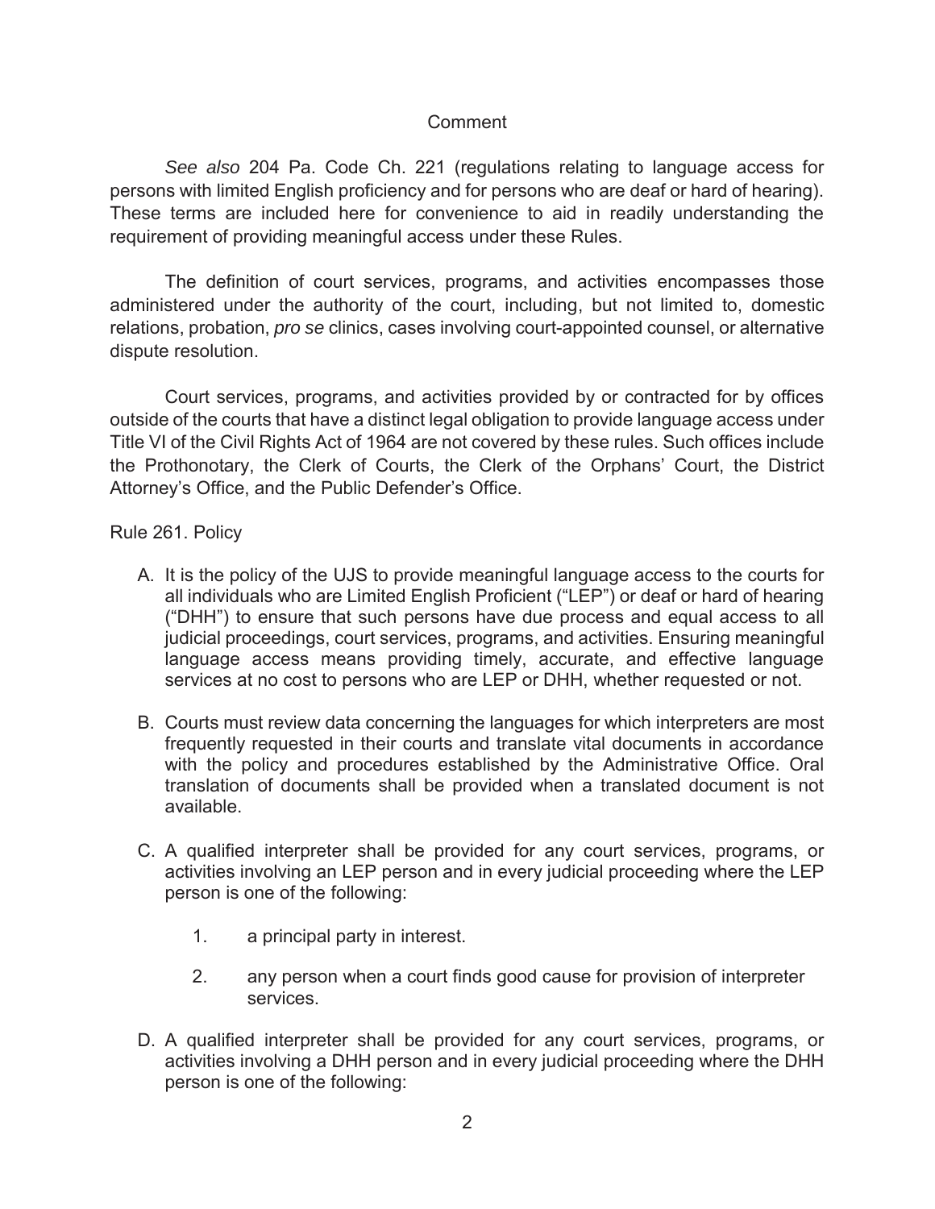Comment

*See also* 204 Pa. Code Ch. 221 (regulations relating to language access for persons with limited English proficiency and for persons who are deaf or hard of hearing). These terms are included here for convenience to aid in readily understanding the requirement of providing meaningful access under these Rules.

The definition of court services, programs, and activities encompasses those administered under the authority of the court, including, but not limited to, domestic relations, probation, *pro se* clinics, cases involving court-appointed counsel, or alternative dispute resolution.

Court services, programs, and activities provided by or contracted for by offices outside of the courts that have a distinct legal obligation to provide language access under Title VI of the Civil Rights Act of 1964 are not covered by these rules. Such offices include the Prothonotary, the Clerk of Courts, the Clerk of the Orphans' Court, the District Attorney's Office, and the Public Defender's Office.

Rule 261. Policy

A. It is the policy of the UJS to provide meaningful language access to the courts for all individuals who are Limited English Proficient ("LEP") or deaf or hard of hearing ("DHH") to ensure that such persons have due process and equal access to all judicial proceedings, court services, programs, and activities. Ensuring meaningful language access means providing timely, accurate, and effective language services at no cost to persons who are LEP or DHH, whether requested or not.

B. Courts must review data concerning the languages for which interpreters are most frequently requested in their courts and translate vital documents in accordance with the policy and procedures established by the Administrative Office. Oral translation of documents shall be provided when a translated document is not available.

C. A qualified interpreter shall be provided for any court services, programs, or activities involving an LEP person and in every judicial proceeding where the LEP person is one of the following:

    1. a principal party in interest.

    2. any person when a court finds good cause for provision of interpreter services.

D. A qualified interpreter shall be provided for any court services, programs, or activities involving a DHH person and in every judicial proceeding where the DHH person is one of the following: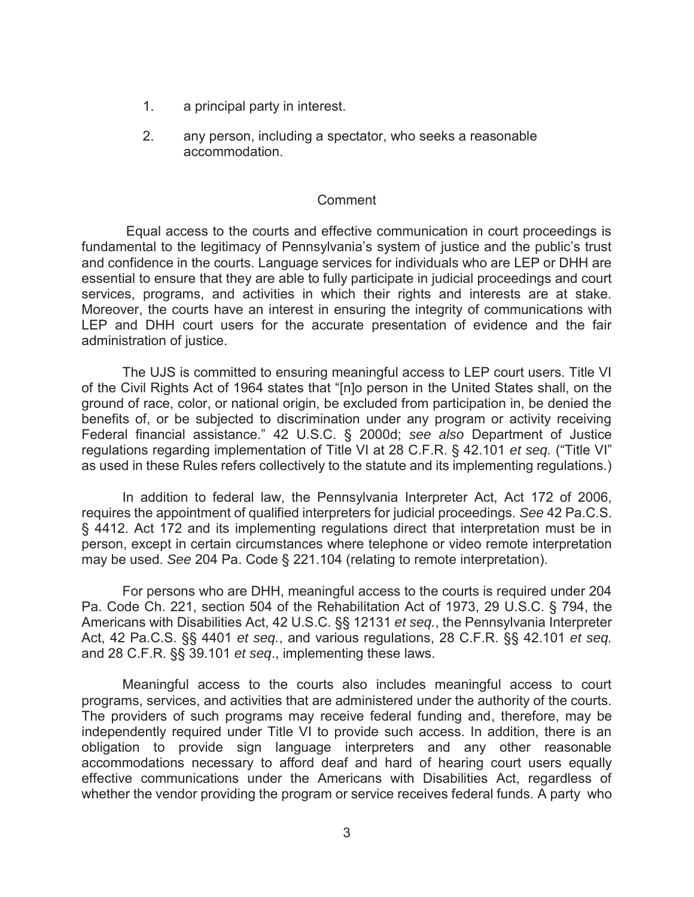1. a principal party in interest.

2. any person, including a spectator, who seeks a reasonable accommodation.

Comment

Equal access to the courts and effective communication in court proceedings is fundamental to the legitimacy of Pennsylvania's system of justice and the public's trust and confidence in the courts. Language services for individuals who are LEP or DHH are essential to ensure that they are able to fully participate in judicial proceedings and court services, programs, and activities in which their rights and interests are at stake. Moreover, the courts have an interest in ensuring the integrity of communications with LEP and DHH court users for the accurate presentation of evidence and the fair administration of justice.

The UJS is committed to ensuring meaningful access to LEP court users. Title VI of the Civil Rights Act of 1964 states that "[n]o person in the United States shall, on the ground of race, color, or national origin, be excluded from participation in, be denied the benefits of, or be subjected to discrimination under any program or activity receiving Federal financial assistance." 42 U.S.C. § 2000d; *see also* Department of Justice regulations regarding implementation of Title VI at 28 C.F.R. § 42.101 *et seq.* ("Title VI" as used in these Rules refers collectively to the statute and its implementing regulations.)

In addition to federal law, the Pennsylvania Interpreter Act, Act 172 of 2006, requires the appointment of qualified interpreters for judicial proceedings. *See* 42 Pa.C.S. § 4412. Act 172 and its implementing regulations direct that interpretation must be in person, except in certain circumstances where telephone or video remote interpretation may be used. *See* 204 Pa. Code § 221.104 (relating to remote interpretation).

For persons who are DHH, meaningful access to the courts is required under 204 Pa. Code Ch. 221, section 504 of the Rehabilitation Act of 1973, 29 U.S.C. § 794, the Americans with Disabilities Act, 42 U.S.C. §§ 12131 *et seq.*, the Pennsylvania Interpreter Act, 42 Pa.C.S. §§ 4401 *et seq.*, and various regulations, 28 C.F.R. §§ 42.101 *et seq.* and 28 C.F.R. §§ 39.101 *et seq*., implementing these laws.

Meaningful access to the courts also includes meaningful access to court programs, services, and activities that are administered under the authority of the courts. The providers of such programs may receive federal funding and, therefore, may be independently required under Title VI to provide such access. In addition, there is an obligation to provide sign language interpreters and any other reasonable accommodations necessary to afford deaf and hard of hearing court users equally effective communications under the Americans with Disabilities Act, regardless of whether the vendor providing the program or service receives federal funds. A party who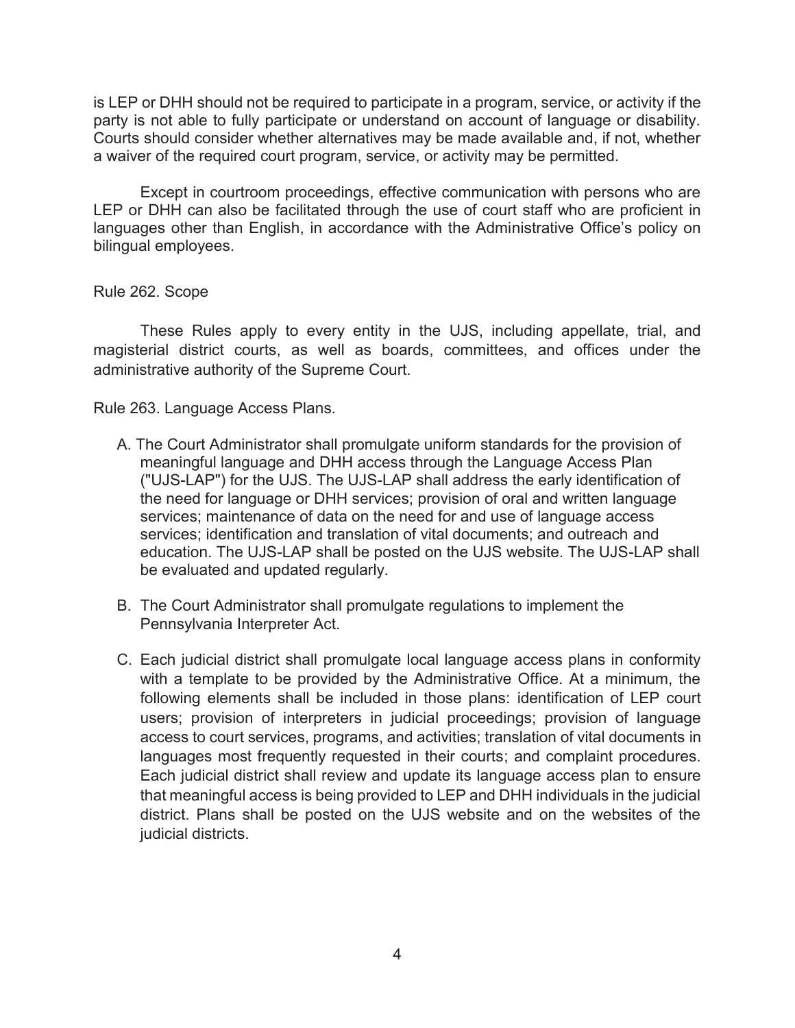is LEP or DHH should not be required to participate in a program, service, or activity if the party is not able to fully participate or understand on account of language or disability. Courts should consider whether alternatives may be made available and, if not, whether a waiver of the required court program, service, or activity may be permitted.

Except in courtroom proceedings, effective communication with persons who are LEP or DHH can also be facilitated through the use of court staff who are proficient in languages other than English, in accordance with the Administrative Office's policy on bilingual employees.

Rule 262. Scope

These Rules apply to every entity in the UJS, including appellate, trial, and magisterial district courts, as well as boards, committees, and offices under the administrative authority of the Supreme Court.

Rule 263. Language Access Plans.

A. The Court Administrator shall promulgate uniform standards for the provision of meaningful language and DHH access through the Language Access Plan ("UJS-LAP") for the UJS. The UJS-LAP shall address the early identification of the need for language or DHH services; provision of oral and written language services; maintenance of data on the need for and use of language access services; identification and translation of vital documents; and outreach and education. The UJS-LAP shall be posted on the UJS website. The UJS-LAP shall be evaluated and updated regularly.

B. The Court Administrator shall promulgate regulations to implement the Pennsylvania Interpreter Act.

C. Each judicial district shall promulgate local language access plans in conformity with a template to be provided by the Administrative Office. At a minimum, the following elements shall be included in those plans: identification of LEP court users; provision of interpreters in judicial proceedings; provision of language access to court services, programs, and activities; translation of vital documents in languages most frequently requested in their courts; and complaint procedures. Each judicial district shall review and update its language access plan to ensure that meaningful access is being provided to LEP and DHH individuals in the judicial district. Plans shall be posted on the UJS website and on the websites of the judicial districts.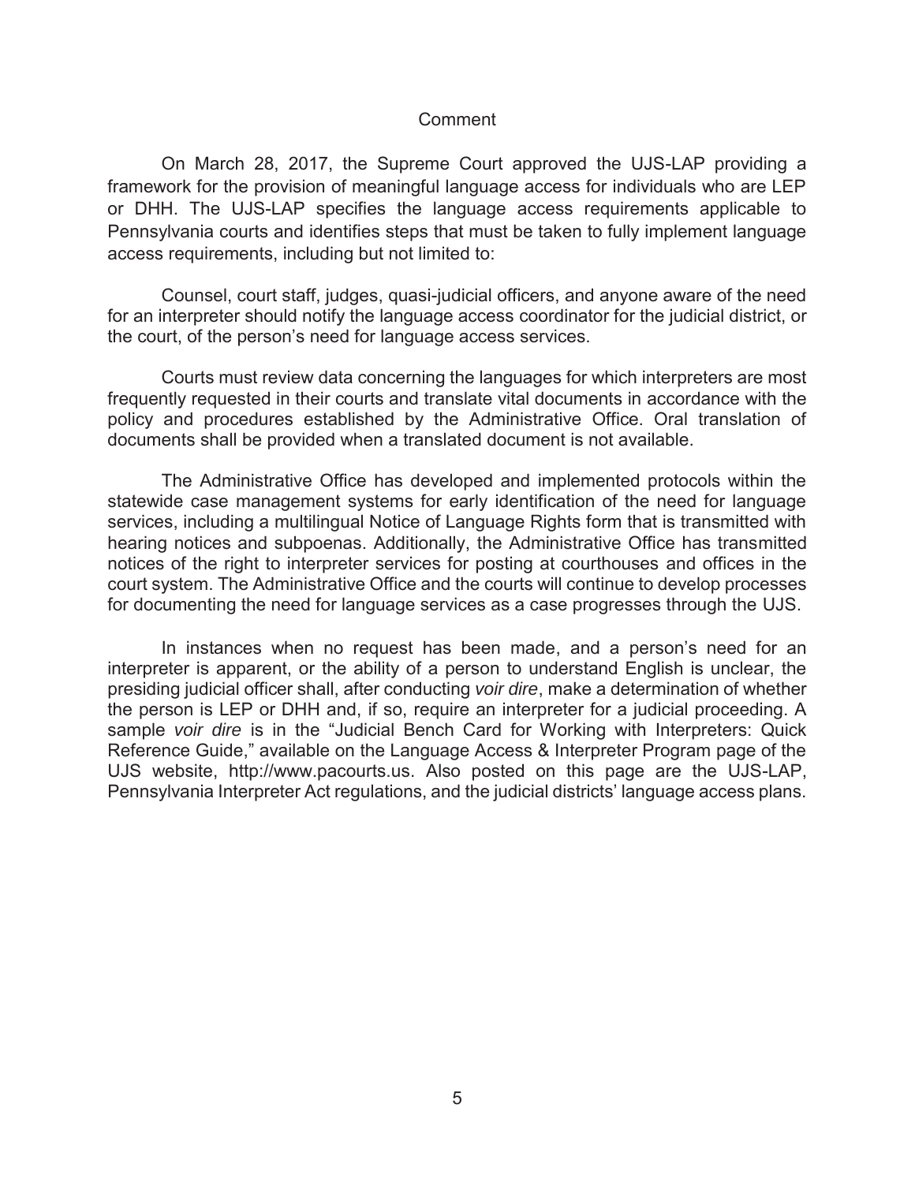## Comment

On March 28, 2017, the Supreme Court approved the UJS-LAP providing a framework for the provision of meaningful language access for individuals who are LEP or DHH. The UJS-LAP specifies the language access requirements applicable to Pennsylvania courts and identifies steps that must be taken to fully implement language access requirements, including but not limited to:

Counsel, court staff, judges, quasi-judicial officers, and anyone aware of the need for an interpreter should notify the language access coordinator for the judicial district, or the court, of the person's need for language access services.

Courts must review data concerning the languages for which interpreters are most frequently requested in their courts and translate vital documents in accordance with the policy and procedures established by the Administrative Office. Oral translation of documents shall be provided when a translated document is not available.

The Administrative Office has developed and implemented protocols within the statewide case management systems for early identification of the need for language services, including a multilingual Notice of Language Rights form that is transmitted with hearing notices and subpoenas. Additionally, the Administrative Office has transmitted notices of the right to interpreter services for posting at courthouses and offices in the court system. The Administrative Office and the courts will continue to develop processes for documenting the need for language services as a case progresses through the UJS.

In instances when no request has been made, and a person's need for an interpreter is apparent, or the ability of a person to understand English is unclear, the presiding judicial officer shall, after conducting *voir dire*, make a determination of whether the person is LEP or DHH and, if so, require an interpreter for a judicial proceeding. A sample *voir dire* is in the "Judicial Bench Card for Working with Interpreters: Quick Reference Guide," available on the Language Access & Interpreter Program page of the UJS website, http://www.pacourts.us. Also posted on this page are the UJS-LAP, Pennsylvania Interpreter Act regulations, and the judicial districts' language access plans.